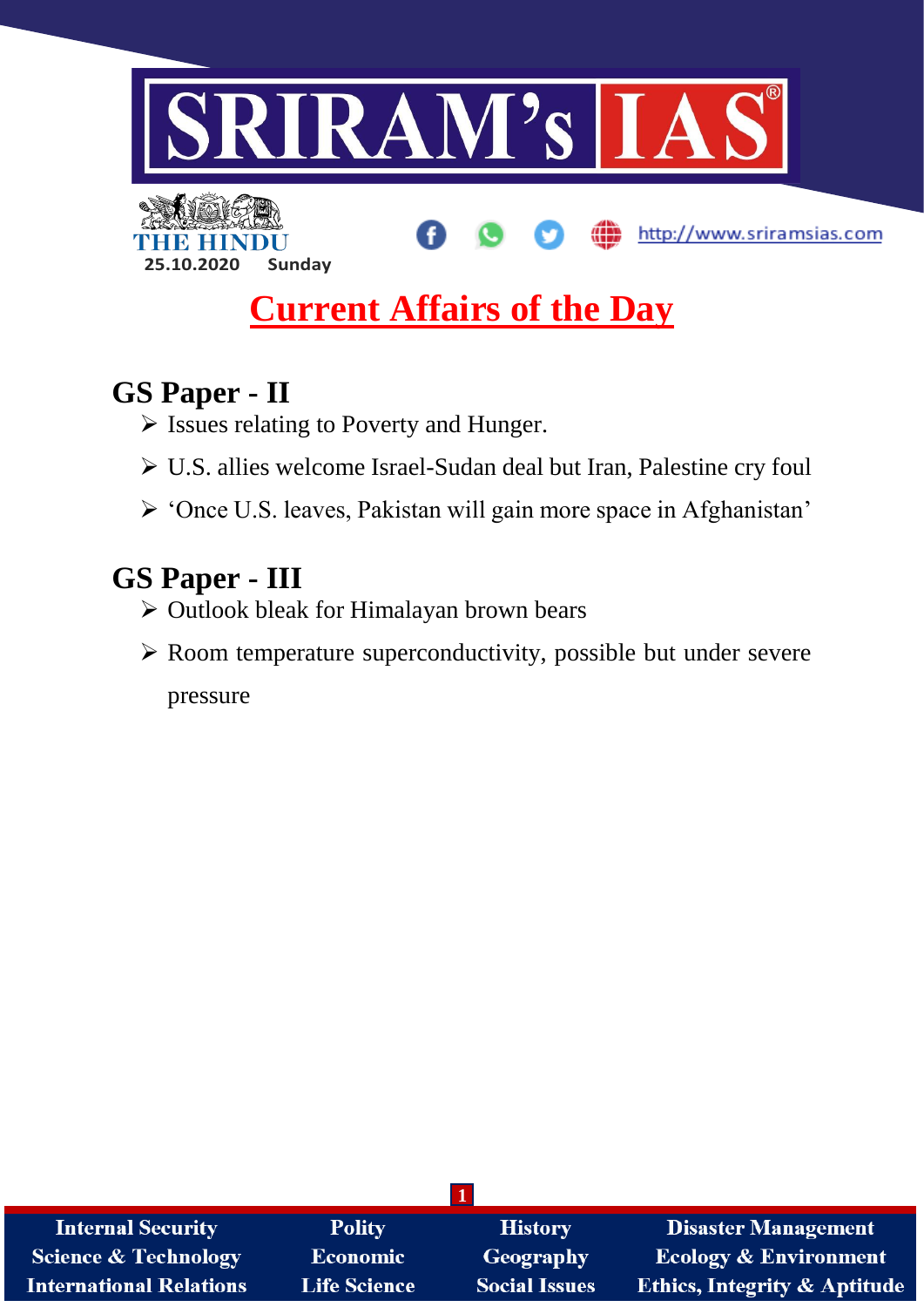SRIRAM's IAS

THE HINDU

25.10.2020 Sunday

http://www.sriramsias.com

# Current Affairs of the Day

## GS Paper - II

- Issues relating to Poverty and Hunger.
- U.S. allies welcome Israel-Sudan deal but Iran, Palestine cry foul
- 'Once U.S. leaves, Pakistan will gain more space in Afghanistan'

## GS Paper - III

- Outlook bleak for Himalayan brown bears
- Room temperature superconductivity, possible but under severe pressure

| Internal Security | Polity | History | Disaster Management |
| --- | --- | --- | --- |
| Science & Technology | Economic | Geography | Ecology & Environment |
| International Relations | Life Science | Social Issues | Ethics, Integrity & Aptitude |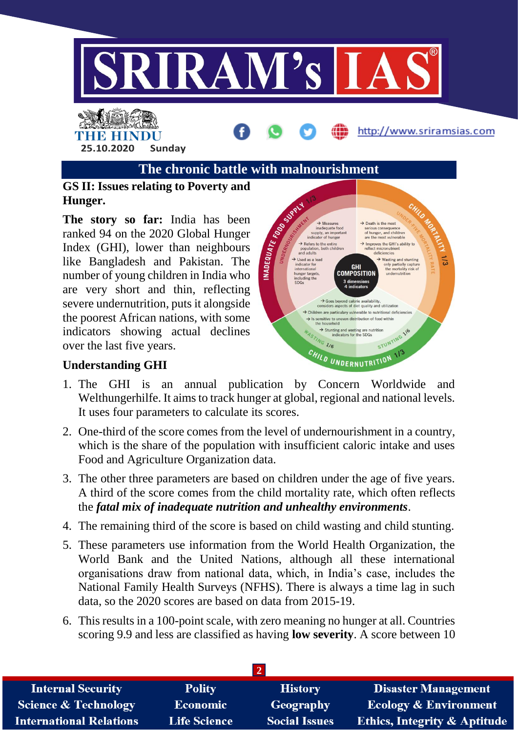## The chronic battle with malnourishment

**GS II: Issues relating to Poverty and Hunger.**

**The story so far:** India has been ranked 94 on the 2020 Global Hunger Index (GHI), lower than neighbours like Bangladesh and Pakistan. The number of young children in India who are very short and thin, reflecting severe undernutrition, puts it alongside the poorest African nations, with some indicators showing actual declines over the last five years.

### Understanding GHI

1. The GHI is an annual publication by Concern Worldwide and Welthungerhilfe. It aims to track hunger at global, regional and national levels. It uses four parameters to calculate its scores.
2. One-third of the score comes from the level of undernourishment in a country, which is the share of the population with insufficient caloric intake and uses Food and Agriculture Organization data.
3. The other three parameters are based on children under the age of five years. A third of the score comes from the child mortality rate, which often reflects the ***fatal mix of inadequate nutrition and unhealthy environments***.
4. The remaining third of the score is based on child wasting and child stunting.
5. These parameters use information from the World Health Organization, the World Bank and the United Nations, although all these international organisations draw from national data, which, in India's case, includes the National Family Health Surveys (NFHS). There is always a time lag in such data, so the 2020 scores are based on data from 2015-19.
6. This results in a 100-point scale, with zero meaning no hunger at all. Countries scoring 9.9 and less are classified as having **low severity**. A score between 10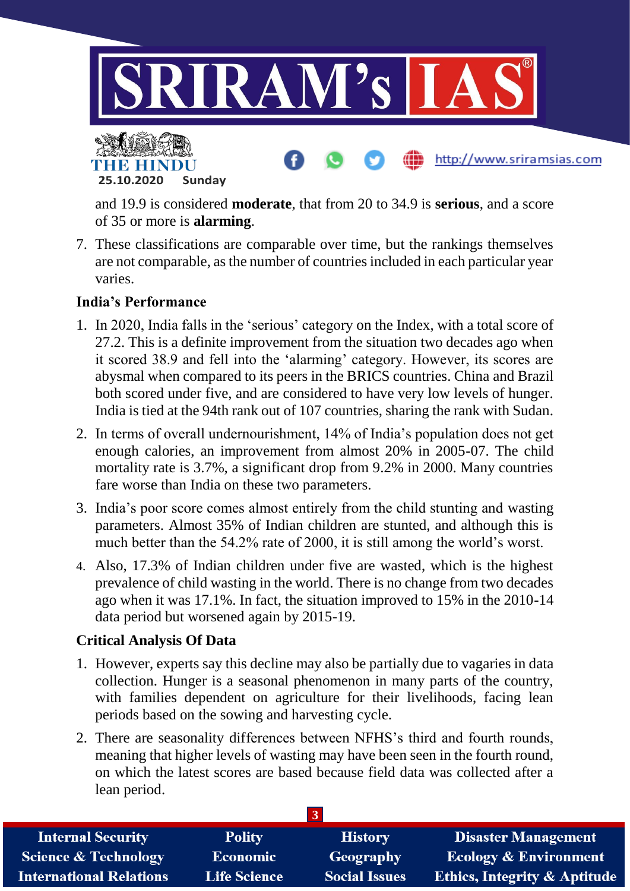and 19.9 is considered **moderate**, that from 20 to 34.9 is **serious**, and a score of 35 or more is **alarming**.

7. These classifications are comparable over time, but the rankings themselves are not comparable, as the number of countries included in each particular year varies.

**India's Performance**

1. In 2020, India falls in the 'serious' category on the Index, with a total score of 27.2. This is a definite improvement from the situation two decades ago when it scored 38.9 and fell into the 'alarming' category. However, its scores are abysmal when compared to its peers in the BRICS countries. China and Brazil both scored under five, and are considered to have very low levels of hunger. India is tied at the 94th rank out of 107 countries, sharing the rank with Sudan.
2. In terms of overall undernourishment, 14% of India's population does not get enough calories, an improvement from almost 20% in 2005-07. The child mortality rate is 3.7%, a significant drop from 9.2% in 2000. Many countries fare worse than India on these two parameters.
3. India's poor score comes almost entirely from the child stunting and wasting parameters. Almost 35% of Indian children are stunted, and although this is much better than the 54.2% rate of 2000, it is still among the world's worst.
4. Also, 17.3% of Indian children under five are wasted, which is the highest prevalence of child wasting in the world. There is no change from two decades ago when it was 17.1%. In fact, the situation improved to 15% in the 2010-14 data period but worsened again by 2015-19.

**Critical Analysis Of Data**

1. However, experts say this decline may also be partially due to vagaries in data collection. Hunger is a seasonal phenomenon in many parts of the country, with families dependent on agriculture for their livelihoods, facing lean periods based on the sowing and harvesting cycle.
2. There are seasonality differences between NFHS's third and fourth rounds, meaning that higher levels of wasting may have been seen in the fourth round, on which the latest scores are based because field data was collected after a lean period.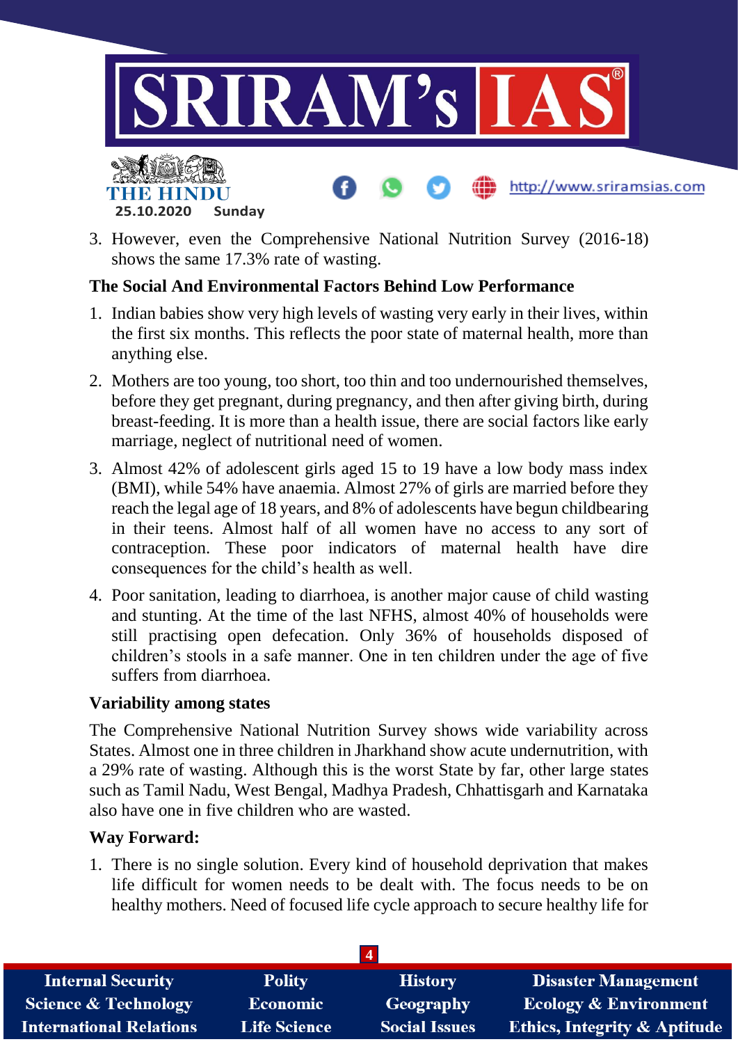3. However, even the Comprehensive National Nutrition Survey (2016-18) shows the same 17.3% rate of wasting.

### The Social And Environmental Factors Behind Low Performance

1. Indian babies show very high levels of wasting very early in their lives, within the first six months. This reflects the poor state of maternal health, more than anything else.
2. Mothers are too young, too short, too thin and too undernourished themselves, before they get pregnant, during pregnancy, and then after giving birth, during breast-feeding. It is more than a health issue, there are social factors like early marriage, neglect of nutritional need of women.
3. Almost 42% of adolescent girls aged 15 to 19 have a low body mass index (BMI), while 54% have anaemia. Almost 27% of girls are married before they reach the legal age of 18 years, and 8% of adolescents have begun childbearing in their teens. Almost half of all women have no access to any sort of contraception. These poor indicators of maternal health have dire consequences for the child's health as well.
4. Poor sanitation, leading to diarrhoea, is another major cause of child wasting and stunting. At the time of the last NFHS, almost 40% of households were still practising open defecation. Only 36% of households disposed of children's stools in a safe manner. One in ten children under the age of five suffers from diarrhoea.

### Variability among states

The Comprehensive National Nutrition Survey shows wide variability across States. Almost one in three children in Jharkhand show acute undernutrition, with a 29% rate of wasting. Although this is the worst State by far, other large states such as Tamil Nadu, West Bengal, Madhya Pradesh, Chhattisgarh and Karnataka also have one in five children who are wasted.

### Way Forward:

1. There is no single solution. Every kind of household deprivation that makes life difficult for women needs to be dealt with. The focus needs to be on healthy mothers. Need of focused life cycle approach to secure healthy life for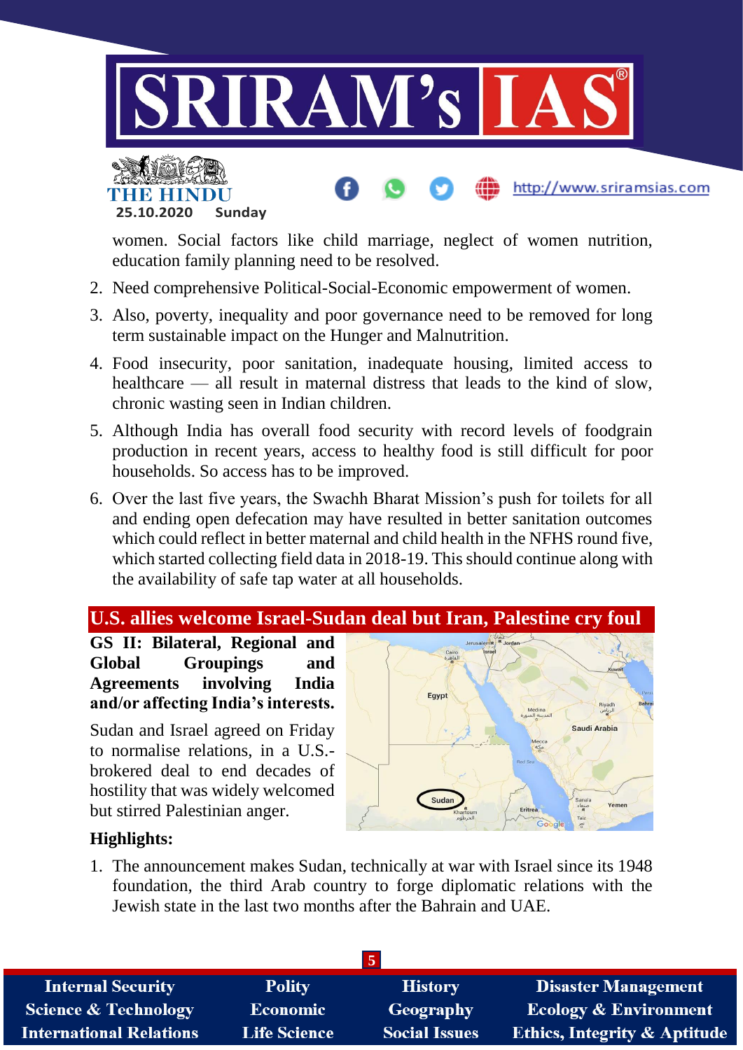women. Social factors like child marriage, neglect of women nutrition, education family planning need to be resolved.

2. Need comprehensive Political-Social-Economic empowerment of women.
3. Also, poverty, inequality and poor governance need to be removed for long term sustainable impact on the Hunger and Malnutrition.
4. Food insecurity, poor sanitation, inadequate housing, limited access to healthcare — all result in maternal distress that leads to the kind of slow, chronic wasting seen in Indian children.
5. Although India has overall food security with record levels of foodgrain production in recent years, access to healthy food is still difficult for poor households. So access has to be improved.
6. Over the last five years, the Swachh Bharat Mission's push for toilets for all and ending open defecation may have resulted in better sanitation outcomes which could reflect in better maternal and child health in the NFHS round five, which started collecting field data in 2018-19. This should continue along with the availability of safe tap water at all households.

## U.S. allies welcome Israel-Sudan deal but Iran, Palestine cry foul

**GS II: Bilateral, Regional and Global Groupings and Agreements involving India and/or affecting India's interests.**

Sudan and Israel agreed on Friday to normalise relations, in a U.S.-brokered deal to end decades of hostility that was widely welcomed but stirred Palestinian anger.

### Highlights:

1. The announcement makes Sudan, technically at war with Israel since its 1948 foundation, the third Arab country to forge diplomatic relations with the Jewish state in the last two months after the Bahrain and UAE.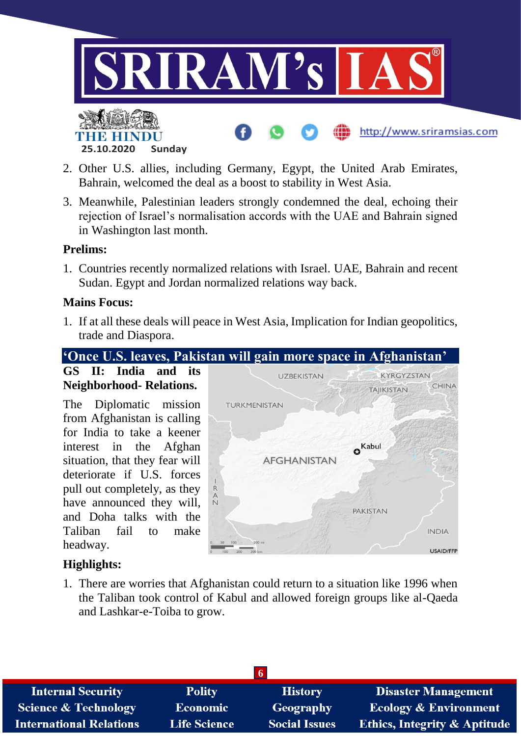2. Other U.S. allies, including Germany, Egypt, the United Arab Emirates, Bahrain, welcomed the deal as a boost to stability in West Asia.
3. Meanwhile, Palestinian leaders strongly condemned the deal, echoing their rejection of Israel's normalisation accords with the UAE and Bahrain signed in Washington last month.

**Prelims:**

1. Countries recently normalized relations with Israel. UAE, Bahrain and recent Sudan. Egypt and Jordan normalized relations way back.

**Mains Focus:**

1. If at all these deals will peace in West Asia, Implication for Indian geopolitics, trade and Diaspora.

## 'Once U.S. leaves, Pakistan will gain more space in Afghanistan'

**GS II: India and its Neighborhood- Relations.**

The Diplomatic mission from Afghanistan is calling for India to take a keener interest in the Afghan situation, that they fear will deteriorate if U.S. forces pull out completely, as they have announced they will, and Doha talks with the Taliban fail to make headway.

**Highlights:**

1. There are worries that Afghanistan could return to a situation like 1996 when the Taliban took control of Kabul and allowed foreign groups like al-Qaeda and Lashkar-e-Toiba to grow.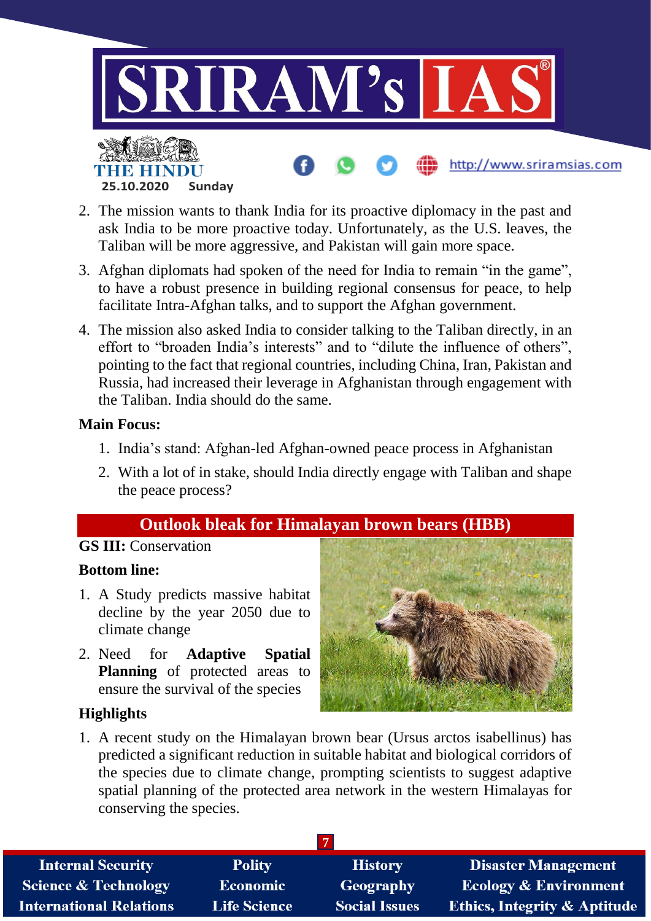2. The mission wants to thank India for its proactive diplomacy in the past and ask India to be more proactive today. Unfortunately, as the U.S. leaves, the Taliban will be more aggressive, and Pakistan will gain more space.
3. Afghan diplomats had spoken of the need for India to remain "in the game", to have a robust presence in building regional consensus for peace, to help facilitate Intra-Afghan talks, and to support the Afghan government.
4. The mission also asked India to consider talking to the Taliban directly, in an effort to "broaden India's interests" and to "dilute the influence of others", pointing to the fact that regional countries, including China, Iran, Pakistan and Russia, had increased their leverage in Afghanistan through engagement with the Taliban. India should do the same.

**Main Focus:**

1. India's stand: Afghan-led Afghan-owned peace process in Afghanistan
2. With a lot of in stake, should India directly engage with Taliban and shape the peace process?

## Outlook bleak for Himalayan brown bears (HBB)

**GS III:** Conservation

**Bottom line:**

1. A Study predicts massive habitat decline by the year 2050 due to climate change
2. Need for **Adaptive Spatial Planning** of protected areas to ensure the survival of the species

**Highlights**

1. A recent study on the Himalayan brown bear (Ursus arctos isabellinus) has predicted a significant reduction in suitable habitat and biological corridors of the species due to climate change, prompting scientists to suggest adaptive spatial planning of the protected area network in the western Himalayas for conserving the species.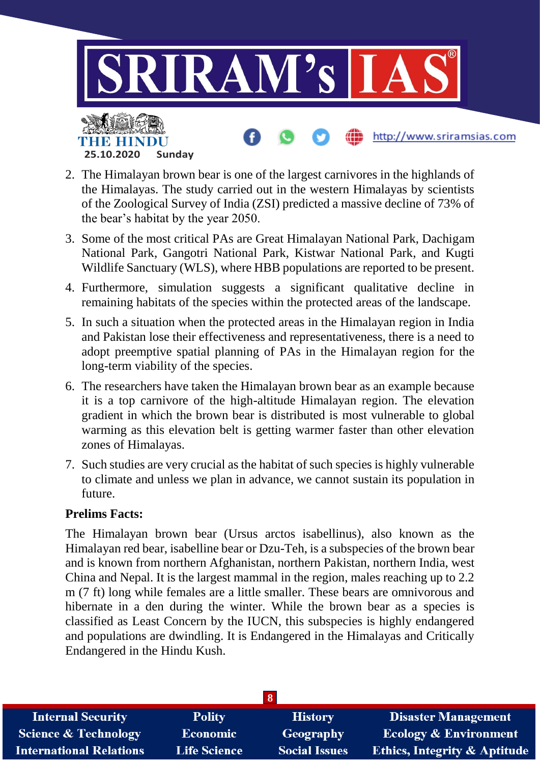2. The Himalayan brown bear is one of the largest carnivores in the highlands of the Himalayas. The study carried out in the western Himalayas by scientists of the Zoological Survey of India (ZSI) predicted a massive decline of 73% of the bear's habitat by the year 2050.
3. Some of the most critical PAs are Great Himalayan National Park, Dachigam National Park, Gangotri National Park, Kistwar National Park, and Kugti Wildlife Sanctuary (WLS), where HBB populations are reported to be present.
4. Furthermore, simulation suggests a significant qualitative decline in remaining habitats of the species within the protected areas of the landscape.
5. In such a situation when the protected areas in the Himalayan region in India and Pakistan lose their effectiveness and representativeness, there is a need to adopt preemptive spatial planning of PAs in the Himalayan region for the long-term viability of the species.
6. The researchers have taken the Himalayan brown bear as an example because it is a top carnivore of the high-altitude Himalayan region. The elevation gradient in which the brown bear is distributed is most vulnerable to global warming as this elevation belt is getting warmer faster than other elevation zones of Himalayas.
7. Such studies are very crucial as the habitat of such species is highly vulnerable to climate and unless we plan in advance, we cannot sustain its population in future.

**Prelims Facts:**

The Himalayan brown bear (Ursus arctos isabellinus), also known as the Himalayan red bear, isabelline bear or Dzu-Teh, is a subspecies of the brown bear and is known from northern Afghanistan, northern Pakistan, northern India, west China and Nepal. It is the largest mammal in the region, males reaching up to 2.2 m (7 ft) long while females are a little smaller. These bears are omnivorous and hibernate in a den during the winter. While the brown bear as a species is classified as Least Concern by the IUCN, this subspecies is highly endangered and populations are dwindling. It is Endangered in the Himalayas and Critically Endangered in the Hindu Kush.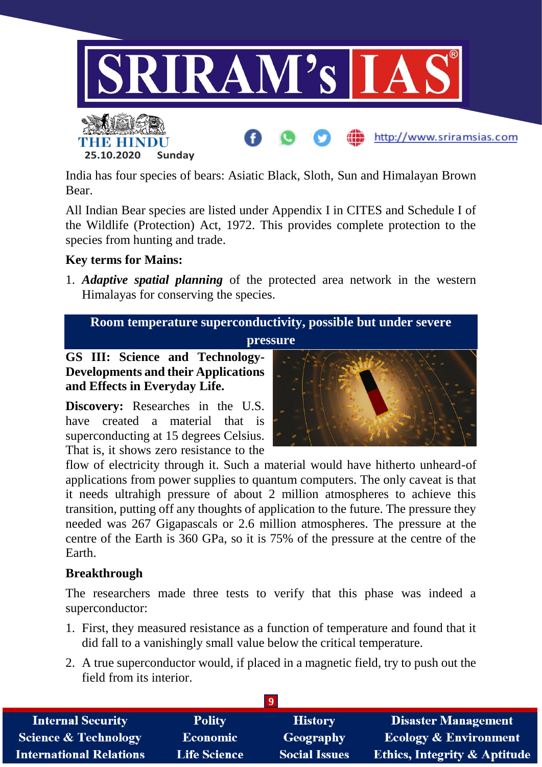India has four species of bears: Asiatic Black, Sloth, Sun and Himalayan Brown Bear.

All Indian Bear species are listed under Appendix I in CITES and Schedule I of the Wildlife (Protection) Act, 1972. This provides complete protection to the species from hunting and trade.

**Key terms for Mains:**

1. ***Adaptive spatial planning*** of the protected area network in the western Himalayas for conserving the species.

## Room temperature superconductivity, possible but under severe pressure

**GS III: Science and Technology-Developments and their Applications and Effects in Everyday Life.**

**Discovery:** Researches in the U.S. have created a material that is superconducting at 15 degrees Celsius. That is, it shows zero resistance to the flow of electricity through it. Such a material would have hitherto unheard-of applications from power supplies to quantum computers. The only caveat is that it needs ultrahigh pressure of about 2 million atmospheres to achieve this transition, putting off any thoughts of application to the future. The pressure they needed was 267 Gigapascals or 2.6 million atmospheres. The pressure at the centre of the Earth is 360 GPa, so it is 75% of the pressure at the centre of the Earth.

**Breakthrough**

The researchers made three tests to verify that this phase was indeed a superconductor:

1. First, they measured resistance as a function of temperature and found that it did fall to a vanishingly small value below the critical temperature.
2. A true superconductor would, if placed in a magnetic field, try to push out the field from its interior.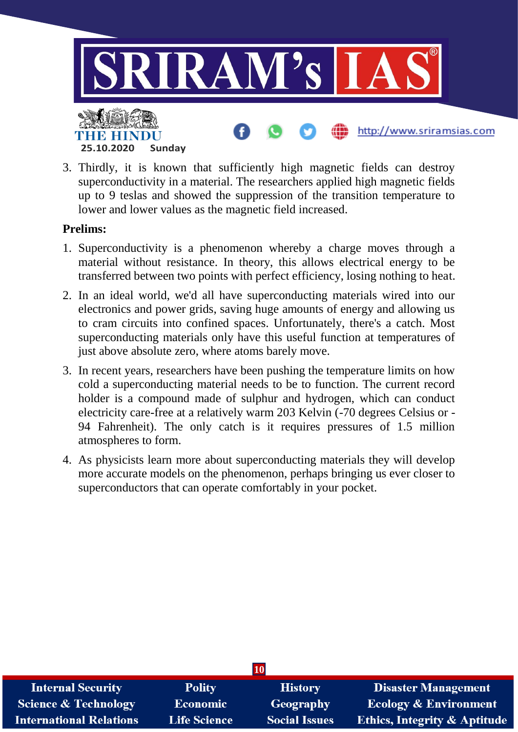3. Thirdly, it is known that sufficiently high magnetic fields can destroy superconductivity in a material. The researchers applied high magnetic fields up to 9 teslas and showed the suppression of the transition temperature to lower and lower values as the magnetic field increased.

**Prelims:**

1. Superconductivity is a phenomenon whereby a charge moves through a material without resistance. In theory, this allows electrical energy to be transferred between two points with perfect efficiency, losing nothing to heat.
2. In an ideal world, we'd all have superconducting materials wired into our electronics and power grids, saving huge amounts of energy and allowing us to cram circuits into confined spaces. Unfortunately, there's a catch. Most superconducting materials only have this useful function at temperatures of just above absolute zero, where atoms barely move.
3. In recent years, researchers have been pushing the temperature limits on how cold a superconducting material needs to be to function. The current record holder is a compound made of sulphur and hydrogen, which can conduct electricity care-free at a relatively warm 203 Kelvin (-70 degrees Celsius or -94 Fahrenheit). The only catch is it requires pressures of 1.5 million atmospheres to form.
4. As physicists learn more about superconducting materials they will develop more accurate models on the phenomenon, perhaps bringing us ever closer to superconductors that can operate comfortably in your pocket.